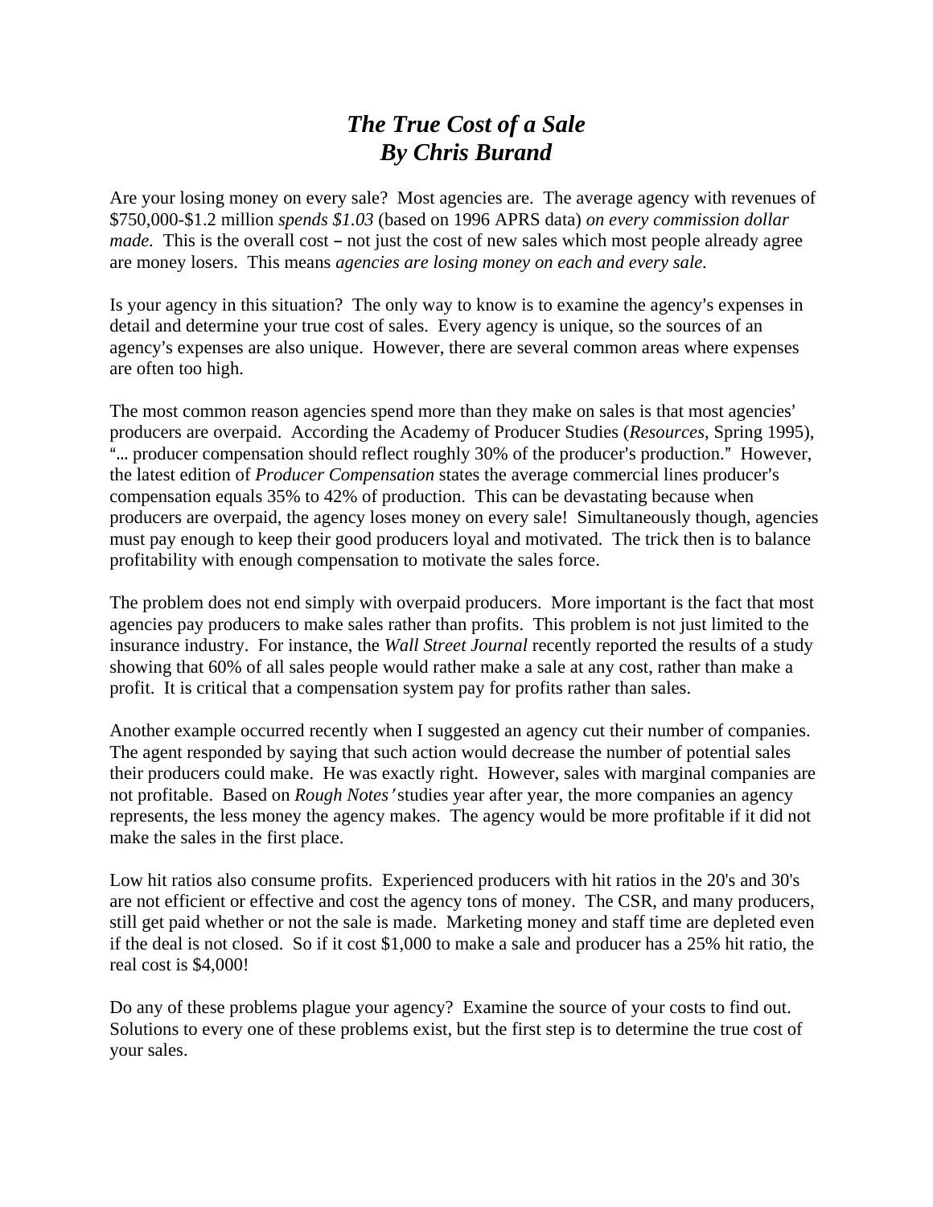# *The True Cost of a Sale*
## *By Chris Burand*

Are your losing money on every sale? Most agencies are. The average agency with revenues of $750,000-$1.2 million *spends $1.03* (based on 1996 APRS data) *on every commission dollar made*. This is the overall cost – not just the cost of new sales which most people already agree are money losers. This means *agencies are losing money on each and every sale.*

Is your agency in this situation? The only way to know is to examine the agency's expenses in detail and determine your true cost of sales. Every agency is unique, so the sources of an agency's expenses are also unique. However, there are several common areas where expenses are often too high.

The most common reason agencies spend more than they make on sales is that most agencies' producers are overpaid. According the Academy of Producer Studies (*Resources*, Spring 1995), "... producer compensation should reflect roughly 30% of the producer's production." However, the latest edition of *Producer Compensation* states the average commercial lines producer's compensation equals 35% to 42% of production. This can be devastating because when producers are overpaid, the agency loses money on every sale! Simultaneously though, agencies must pay enough to keep their good producers loyal and motivated. The trick then is to balance profitability with enough compensation to motivate the sales force.

The problem does not end simply with overpaid producers. More important is the fact that most agencies pay producers to make sales rather than profits. This problem is not just limited to the insurance industry. For instance, the *Wall Street Journal* recently reported the results of a study showing that 60% of all sales people would rather make a sale at any cost, rather than make a profit. It is critical that a compensation system pay for profits rather than sales.

Another example occurred recently when I suggested an agency cut their number of companies. The agent responded by saying that such action would decrease the number of potential sales their producers could make. He was exactly right. However, sales with marginal companies are not profitable. Based on *Rough Notes'* studies year after year, the more companies an agency represents, the less money the agency makes. The agency would be more profitable if it did not make the sales in the first place.

Low hit ratios also consume profits. Experienced producers with hit ratios in the 20's and 30's are not efficient or effective and cost the agency tons of money. The CSR, and many producers, still get paid whether or not the sale is made. Marketing money and staff time are depleted even if the deal is not closed. So if it cost $1,000 to make a sale and producer has a 25% hit ratio, the real cost is $4,000!

Do any of these problems plague your agency? Examine the source of your costs to find out. Solutions to every one of these problems exist, but the first step is to determine the true cost of your sales.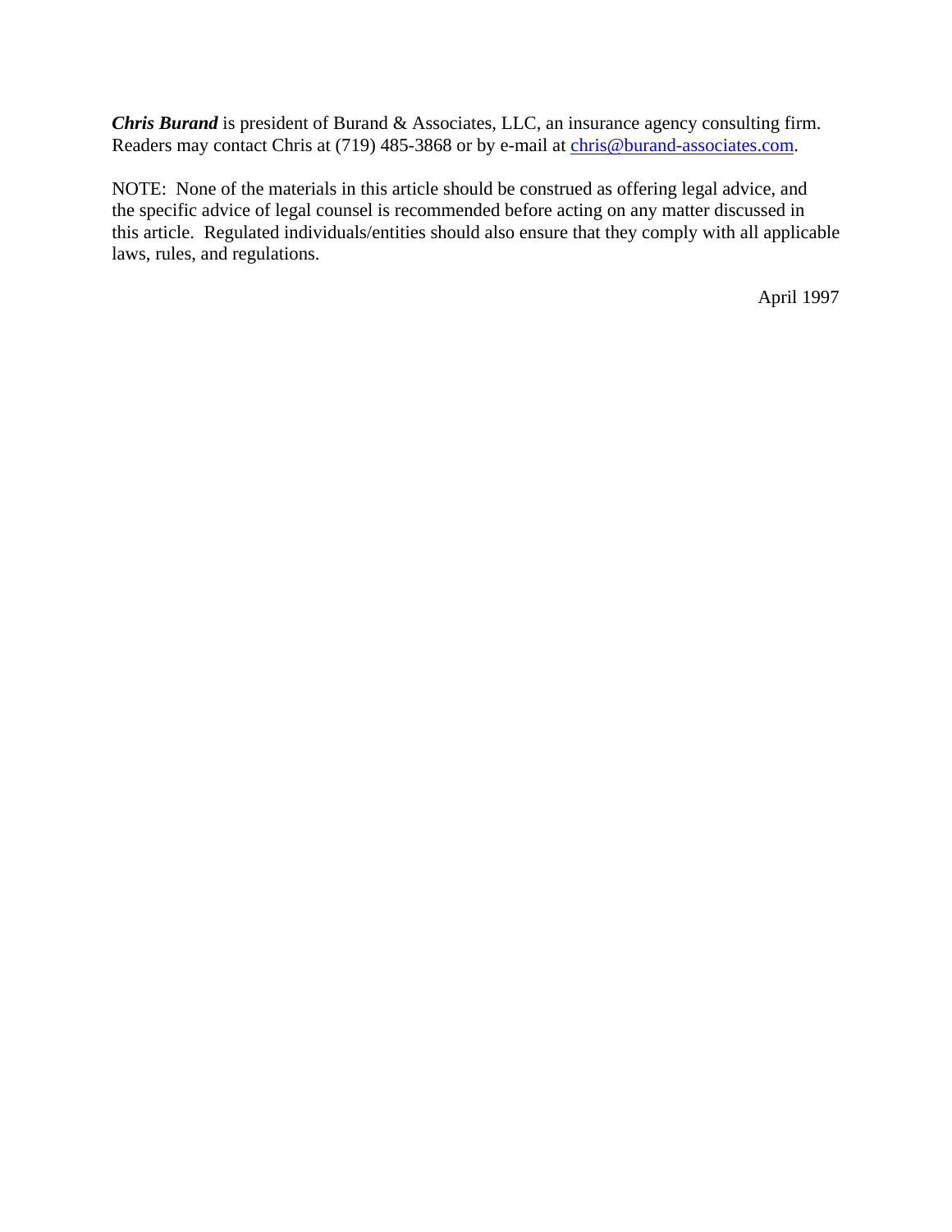***Chris Burand*** is president of Burand & Associates, LLC, an insurance agency consulting firm. Readers may contact Chris at (719) 485-3868 or by e-mail at chris@burand-associates.com.

NOTE: None of the materials in this article should be construed as offering legal advice, and the specific advice of legal counsel is recommended before acting on any matter discussed in this article. Regulated individuals/entities should also ensure that they comply with all applicable laws, rules, and regulations.

April 1997